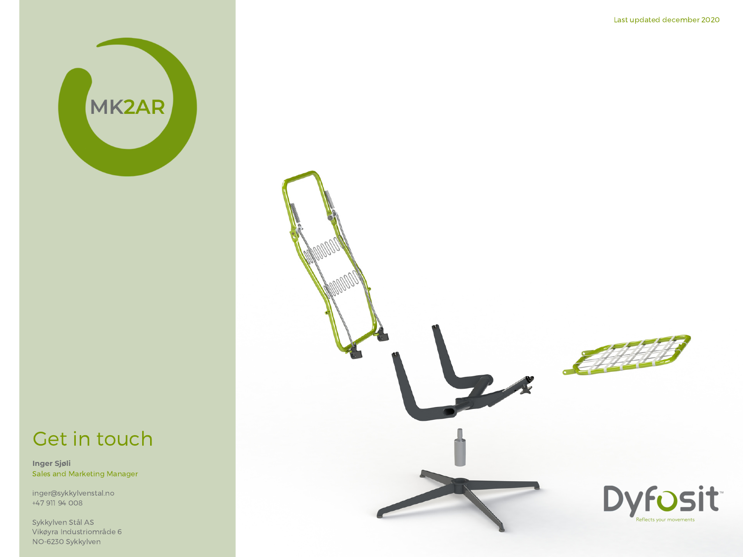Last updated december 2020

# MK2AR

## Get in touch

**Inger Sjøli**
Sales and Marketing Manager

inger@sykkylvenstal.no
+47 911 94 008

Sykkylven Stål AS
Vikøyra Industriområde 6
NO-6230 Sykkylven

Dyfosit™
Reflects your movements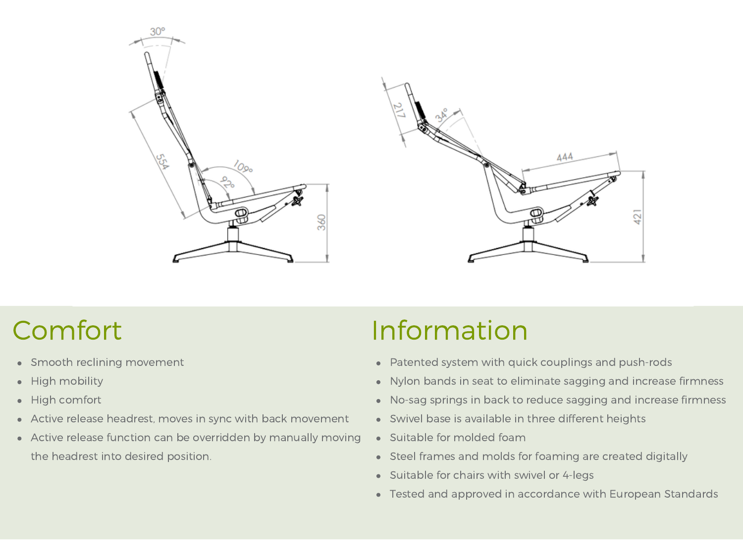## Comfort

- Smooth reclining movement
- High mobility
- High comfort
- Active release headrest, moves in sync with back movement
- Active release function can be overridden by manually moving the headrest into desired position.

## Information

- Patented system with quick couplings and push-rods
- Nylon bands in seat to eliminate sagging and increase firmness
- No-sag springs in back to reduce sagging and increase firmness
- Swivel base is available in three different heights
- Suitable for molded foam
- Steel frames and molds for foaming are created digitally
- Suitable for chairs with swivel or 4-legs
- Tested and approved in accordance with European Standards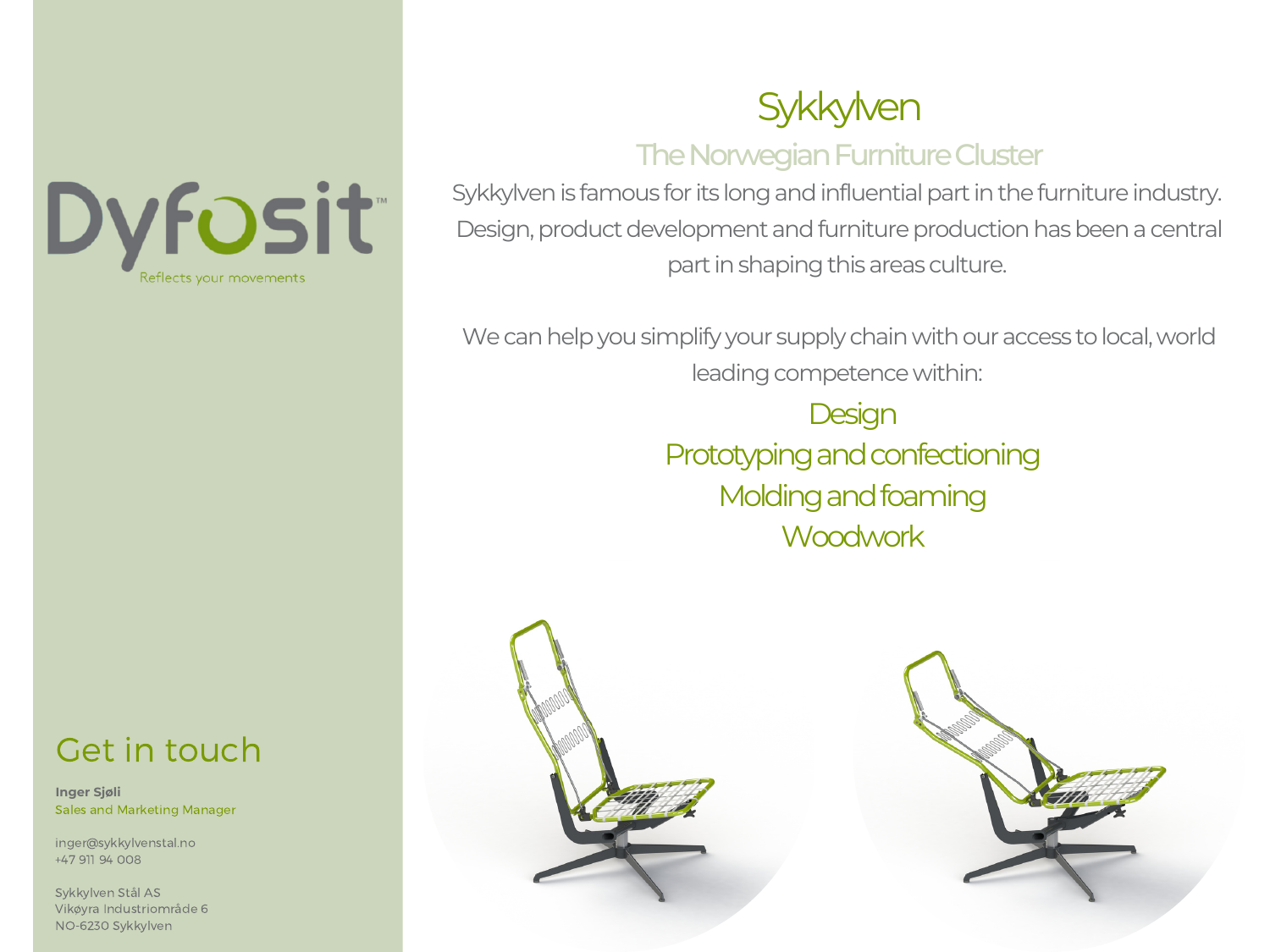Dyfosit™

Reflects your movements

# Sykkylven

## The Norwegian Furniture Cluster

Sykkylven is famous for its long and influential part in the furniture industry. Design, product development and furniture production has been a central part in shaping this areas culture.

We can help you simplify your supply chain with our access to local, world leading competence within:

Design
Prototyping and confectioning
Molding and foaming
Woodwork

## Get in touch

**Inger Sjøli**
Sales and Marketing Manager

inger@sykkylvenstal.no
+47 911 94 008

Sykkylven Stål AS
Vikøyra Industriområde 6
NO-6230 Sykkylven